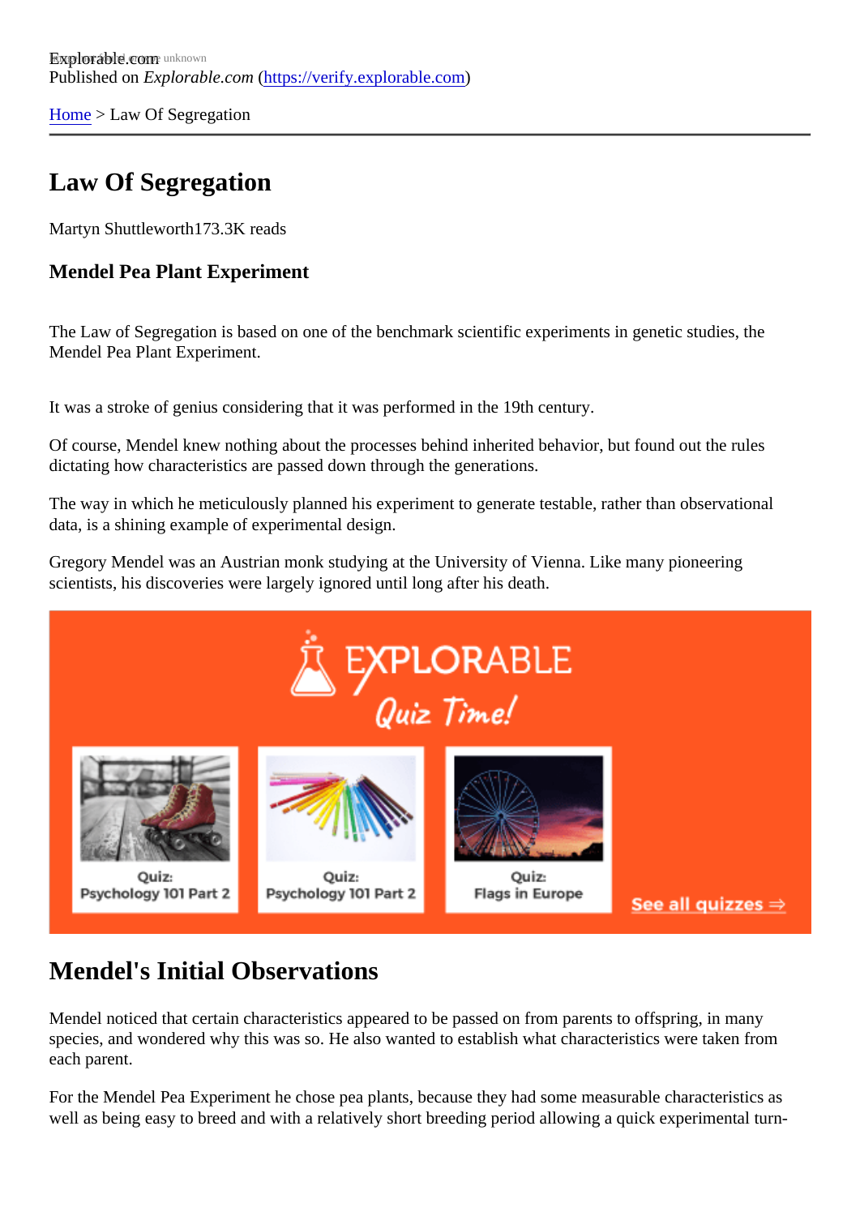Explorable.com
Published on *Explorable.com* (https://verify.explorable.com)

Home > Law Of Segregation

# Law Of Segregation

Martyn Shuttleworth173.3K reads

### Mendel Pea Plant Experiment

The Law of Segregation is based on one of the benchmark scientific experiments in genetic studies, the Mendel Pea Plant Experiment.

It was a stroke of genius considering that it was performed in the 19th century.

Of course, Mendel knew nothing about the processes behind inherited behavior, but found out the rules dictating how characteristics are passed down through the generations.

The way in which he meticulously planned his experiment to generate testable, rather than observational data, is a shining example of experimental design.

Gregory Mendel was an Austrian monk studying at the University of Vienna. Like many pioneering scientists, his discoveries were largely ignored until long after his death.

## Mendel's Initial Observations

Mendel noticed that certain characteristics appeared to be passed on from parents to offspring, in many species, and wondered why this was so. He also wanted to establish what characteristics were taken from each parent.

For the Mendel Pea Experiment he chose pea plants, because they had some measurable characteristics as well as being easy to breed and with a relatively short breeding period allowing a quick experimental turn-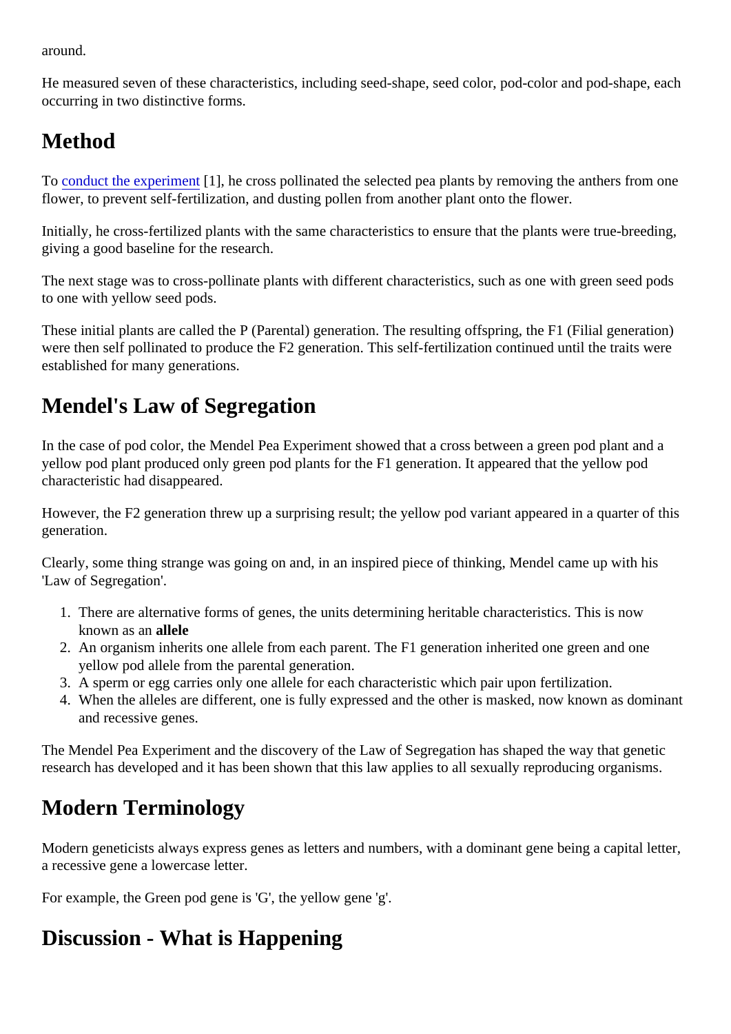around.

He measured seven of these characteristics, including seed-shape, seed color, pod-color and pod-shape, each occurring in two distinctive forms.

## Method

To conduct the experiment [1], he cross pollinated the selected pea plants by removing the anthers from one flower, to prevent self-fertilization, and dusting pollen from another plant onto the flower.

Initially, he cross-fertilized plants with the same characteristics to ensure that the plants were true-breeding, giving a good baseline for the research.

The next stage was to cross-pollinate plants with different characteristics, such as one with green seed pods to one with yellow seed pods.

These initial plants are called the P (Parental) generation. The resulting offspring, the F1 (Filial generation) were then self pollinated to produce the F2 generation. This self-fertilization continued until the traits were established for many generations.

## Mendel's Law of Segregation

In the case of pod color, the Mendel Pea Experiment showed that a cross between a green pod plant and a yellow pod plant produced only green pod plants for the F1 generation. It appeared that the yellow pod characteristic had disappeared.

However, the F2 generation threw up a surprising result; the yellow pod variant appeared in a quarter of this generation.

Clearly, some thing strange was going on and, in an inspired piece of thinking, Mendel came up with his 'Law of Segregation'.

1. There are alternative forms of genes, the units determining heritable characteristics. This is now known as an **allele**
2. An organism inherits one allele from each parent. The F1 generation inherited one green and one yellow pod allele from the parental generation.
3. A sperm or egg carries only one allele for each characteristic which pair upon fertilization.
4. When the alleles are different, one is fully expressed and the other is masked, now known as dominant and recessive genes.

The Mendel Pea Experiment and the discovery of the Law of Segregation has shaped the way that genetic research has developed and it has been shown that this law applies to all sexually reproducing organisms.

## Modern Terminology

Modern geneticists always express genes as letters and numbers, with a dominant gene being a capital letter, a recessive gene a lowercase letter.

For example, the Green pod gene is 'G', the yellow gene 'g'.

## Discussion - What is Happening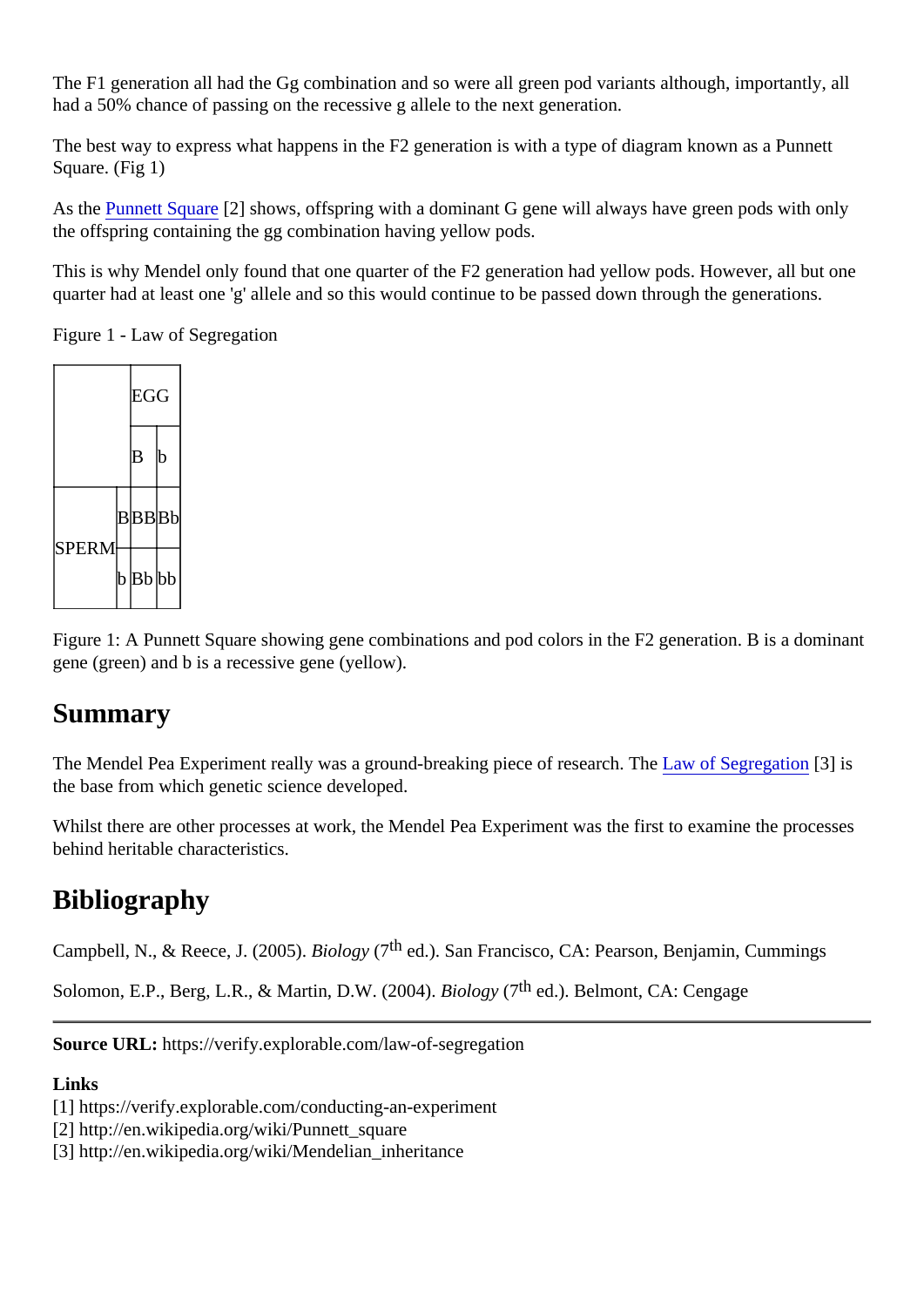The F1 generation all had the Gg combination and so were all green pod variants although, importantly, all had a 50% chance of passing on the recessive g allele to the next generation.

The best way to express what happens in the F2 generation is with a type of diagram known as a Punnett Square. (Fig 1)

As the Punnett Square [2] shows, offspring with a dominant G gene will always have green pods with only the offspring containing the gg combination having yellow pods.

This is why Mendel only found that one quarter of the F2 generation had yellow pods. However, all but one quarter had at least one 'g' allele and so this would continue to be passed down through the generations.

Figure 1 - Law of Segregation

| | | | |
|---|---|---|---|
| | | EGG | |
| | | B | b |
| SPERM | B | BB | Bb |
| | b | Bb | bb |

Figure 1: A Punnett Square showing gene combinations and pod colors in the F2 generation. B is a dominant gene (green) and b is a recessive gene (yellow).

## Summary

The Mendel Pea Experiment really was a ground-breaking piece of research. The Law of Segregation [3] is the base from which genetic science developed.

Whilst there are other processes at work, the Mendel Pea Experiment was the first to examine the processes behind heritable characteristics.

## Bibliography

Campbell, N., & Reece, J. (2005). *Biology* (7th ed.). San Francisco, CA: Pearson, Benjamin, Cummings

Solomon, E.P., Berg, L.R., & Martin, D.W. (2004). *Biology* (7th ed.). Belmont, CA: Cengage

---

**Source URL:** https://verify.explorable.com/law-of-segregation

**Links**
[1] https://verify.explorable.com/conducting-an-experiment
[2] http://en.wikipedia.org/wiki/Punnett_square
[3] http://en.wikipedia.org/wiki/Mendelian_inheritance